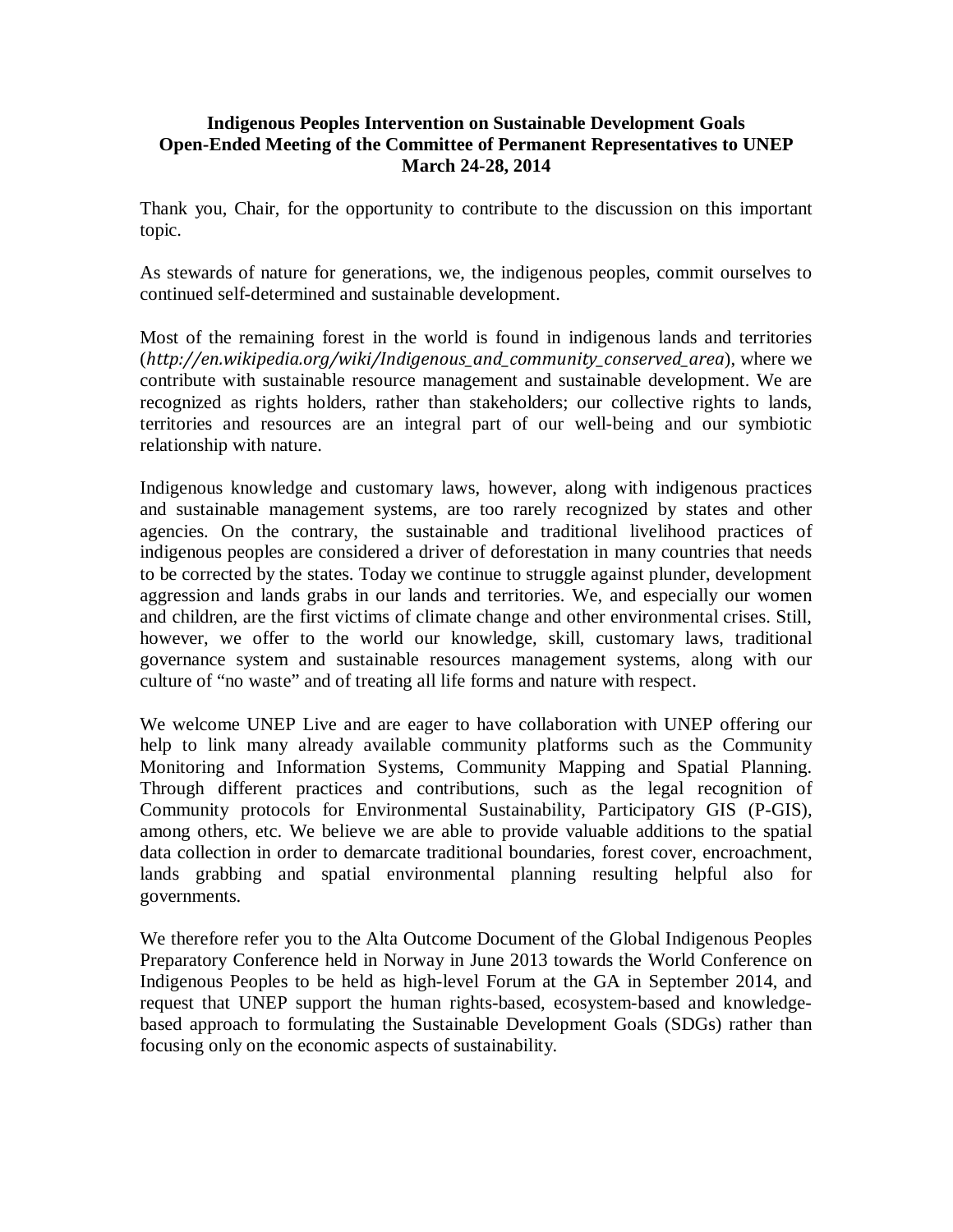**Indigenous Peoples Intervention on Sustainable Development Goals**
**Open-Ended Meeting of the Committee of Permanent Representatives to UNEP**
**March 24-28, 2014**

Thank you, Chair, for the opportunity to contribute to the discussion on this important topic.

As stewards of nature for generations, we, the indigenous peoples, commit ourselves to continued self-determined and sustainable development.

Most of the remaining forest in the world is found in indigenous lands and territories (*http://en.wikipedia.org/wiki/Indigenous_and_community_conserved_area*), where we contribute with sustainable resource management and sustainable development. We are recognized as rights holders, rather than stakeholders; our collective rights to lands, territories and resources are an integral part of our well-being and our symbiotic relationship with nature.

Indigenous knowledge and customary laws, however, along with indigenous practices and sustainable management systems, are too rarely recognized by states and other agencies. On the contrary, the sustainable and traditional livelihood practices of indigenous peoples are considered a driver of deforestation in many countries that needs to be corrected by the states. Today we continue to struggle against plunder, development aggression and lands grabs in our lands and territories. We, and especially our women and children, are the first victims of climate change and other environmental crises. Still, however, we offer to the world our knowledge, skill, customary laws, traditional governance system and sustainable resources management systems, along with our culture of "no waste" and of treating all life forms and nature with respect.

We welcome UNEP Live and are eager to have collaboration with UNEP offering our help to link many already available community platforms such as the Community Monitoring and Information Systems, Community Mapping and Spatial Planning. Through different practices and contributions, such as the legal recognition of Community protocols for Environmental Sustainability, Participatory GIS (P-GIS), among others, etc. We believe we are able to provide valuable additions to the spatial data collection in order to demarcate traditional boundaries, forest cover, encroachment, lands grabbing and spatial environmental planning resulting helpful also for governments.

We therefore refer you to the Alta Outcome Document of the Global Indigenous Peoples Preparatory Conference held in Norway in June 2013 towards the World Conference on Indigenous Peoples to be held as high-level Forum at the GA in September 2014, and request that UNEP support the human rights-based, ecosystem-based and knowledge-based approach to formulating the Sustainable Development Goals (SDGs) rather than focusing only on the economic aspects of sustainability.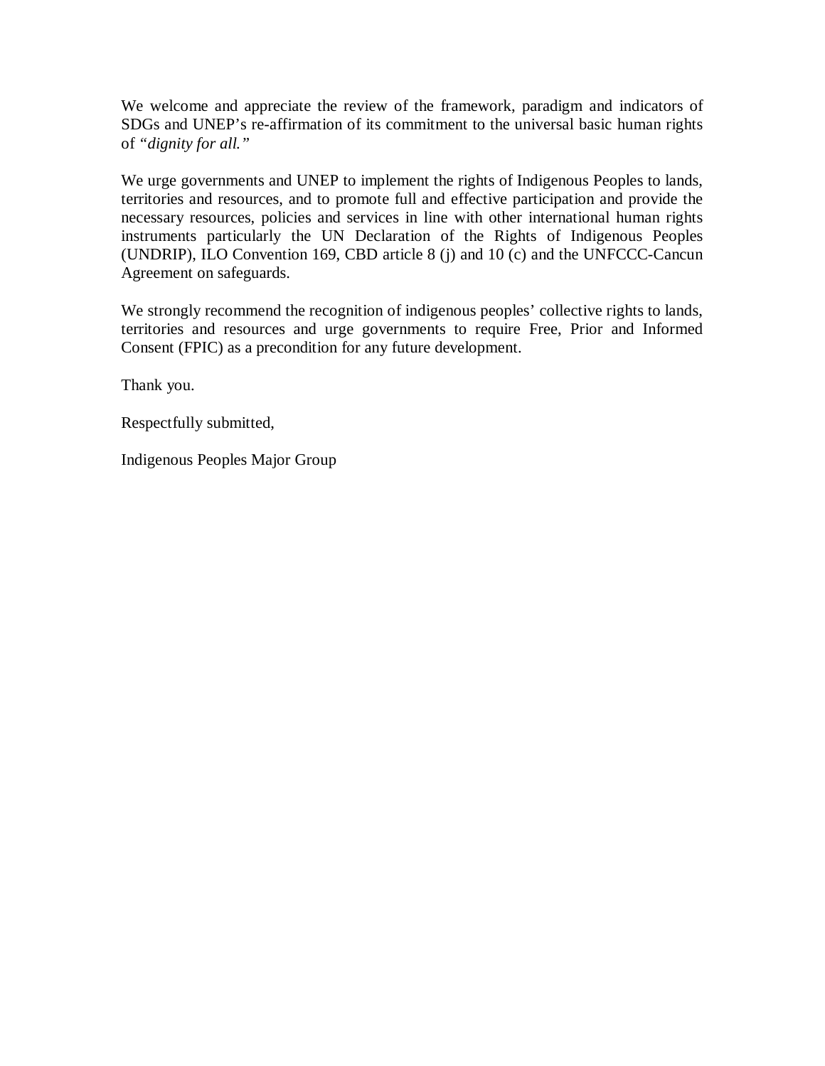We welcome and appreciate the review of the framework, paradigm and indicators of SDGs and UNEP's re-affirmation of its commitment to the universal basic human rights of *"dignity for all."*

We urge governments and UNEP to implement the rights of Indigenous Peoples to lands, territories and resources, and to promote full and effective participation and provide the necessary resources, policies and services in line with other international human rights instruments particularly the UN Declaration of the Rights of Indigenous Peoples (UNDRIP), ILO Convention 169, CBD article 8 (j) and 10 (c) and the UNFCCC-Cancun Agreement on safeguards.

We strongly recommend the recognition of indigenous peoples' collective rights to lands, territories and resources and urge governments to require Free, Prior and Informed Consent (FPIC) as a precondition for any future development.

Thank you.

Respectfully submitted,

Indigenous Peoples Major Group